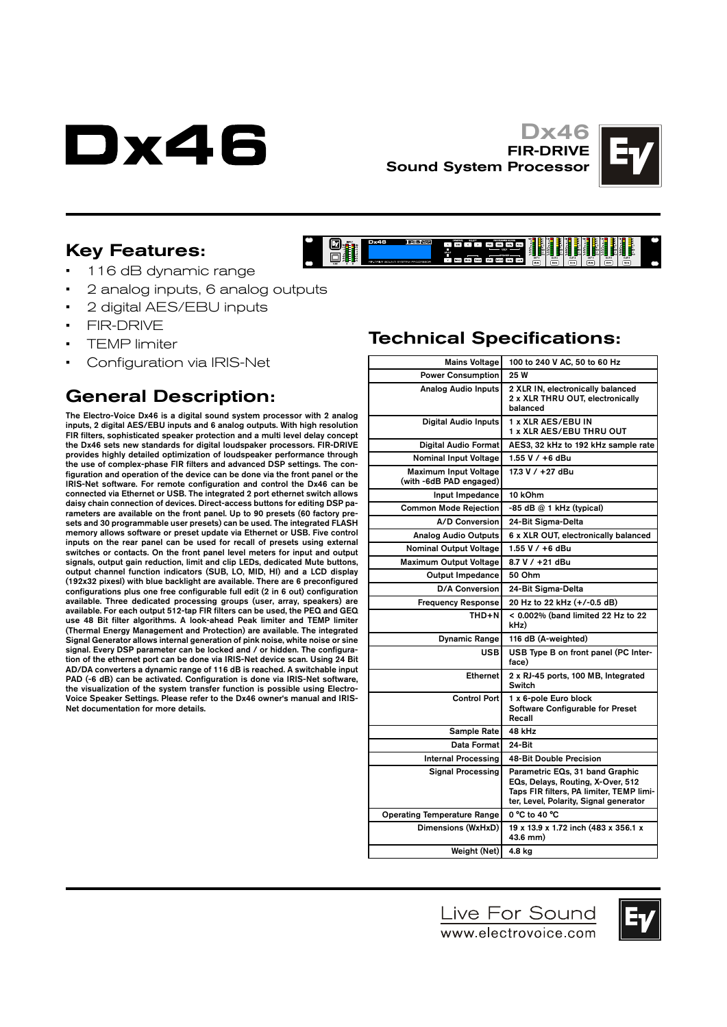# Dx46

**Dx46**
**FIR-DRIVE**
**Sound System Processor**

## Key Features:

- 116 dB dynamic range
- 2 analog inputs, 6 analog outputs
- 2 digital AES/EBU inputs
- FIR-DRIVE
- TEMP limiter
- Configuration via IRIS-Net

## General Description:

The Electro-Voice Dx46 is a digital sound system processor with 2 analog inputs, 2 digital AES/EBU inputs and 6 analog outputs. With high resolution FIR filters, sophisticated speaker protection and a multi level delay concept the Dx46 sets new standards for digital loudspeaker processors. FIR-DRIVE provides highly detailed optimization of loudspeaker performance through the use of complex-phase FIR filters and advanced DSP settings. The configuration and operation of the device can be done via the front panel or the IRIS-Net software. For remote configuration and control the Dx46 can be connected via Ethernet or USB. The integrated 2 port ethernet switch allows daisy chain connection of devices. Direct-access buttons for editing DSP parameters are available on the front panel. Up to 90 presets (60 factory presets and 30 programmable user presets) can be used. The integrated FLASH memory allows software or preset update via Ethernet or USB. Five control inputs on the rear panel can be used for recall of presets using external switches or contacts. On the front panel level meters for input and output signals, output gain reduction, limit and clip LEDs, dedicated Mute buttons, output channel function indicators (SUB, LO, MID, HI) and a LCD display (192x32 pixesl) with blue backlight are available. There are 6 preconfigured configurations plus one free configurable full edit (2 in 6 out) configuration available. Three dedicated processing groups (user, array, speakers) are available. For each output 512-tap FIR filters can be used, the PEQ and GEQ use 48 Bit filter algorithms. A look-ahead Peak limiter and TEMP limiter (Thermal Energy Management and Protection) are available. The integrated Signal Generator allows internal generation of pink noise, white noise or sine signal. Every DSP parameter can be locked and / or hidden. The configuration of the ethernet port can be done via IRIS-Net device scan. Using 24 Bit AD/DA converters a dynamic range of 116 dB is reached. A switchable input PAD (-6 dB) can be activated. Configuration is done via IRIS-Net software, the visualization of the system transfer function is possible using Electro-Voice Speaker Settings. Please refer to the Dx46 owner's manual and IRIS-Net documentation for more details.

## Technical Specifications:

| | |
|---|---|
| Mains Voltage | 100 to 240 V AC, 50 to 60 Hz |
| Power Consumption | 25 W |
| Analog Audio Inputs | 2 XLR IN, electronically balanced<br>2 x XLR THRU OUT, electronically balanced |
| Digital Audio Inputs | 1 x XLR AES/EBU IN<br>1 x XLR AES/EBU THRU OUT |
| Digital Audio Format | AES3, 32 kHz to 192 kHz sample rate |
| Nominal Input Voltage | 1.55 V / +6 dBu |
| Maximum Input Voltage (with -6dB PAD engaged) | 17.3 V / +27 dBu |
| Input Impedance | 10 kOhm |
| Common Mode Rejection | -85 dB @ 1 kHz (typical) |
| A/D Conversion | 24-Bit Sigma-Delta |
| Analog Audio Outputs | 6 x XLR OUT, electronically balanced |
| Nominal Output Voltage | 1.55 V / +6 dBu |
| Maximum Output Voltage | 8.7 V / +21 dBu |
| Output Impedance | 50 Ohm |
| D/A Conversion | 24-Bit Sigma-Delta |
| Frequency Response | 20 Hz to 22 kHz (+/-0.5 dB) |
| THD+N | < 0.002% (band limited 22 Hz to 22 kHz) |
| Dynamic Range | 116 dB (A-weighted) |
| USB | USB Type B on front panel (PC Interface) |
| Ethernet | 2 x RJ-45 ports, 100 MB, Integrated Switch |
| Control Port | 1 x 6-pole Euro block<br>Software Configurable for Preset Recall |
| Sample Rate | 48 kHz |
| Data Format | 24-Bit |
| Internal Processing | 48-Bit Double Precision |
| Signal Processing | Parametric EQs, 31 band Graphic EQs, Delays, Routing, X-Over, 512 Taps FIR filters, PA limiter, TEMP limiter, Level, Polarity, Signal generator |
| Operating Temperature Range | 0 °C to 40 °C |
| Dimensions (WxHxD) | 19 x 13.9 x 1.72 inch (483 x 356.1 x 43.6 mm) |
| Weight (Net) | 4.8 kg |

Live For Sound
www.electrovoice.com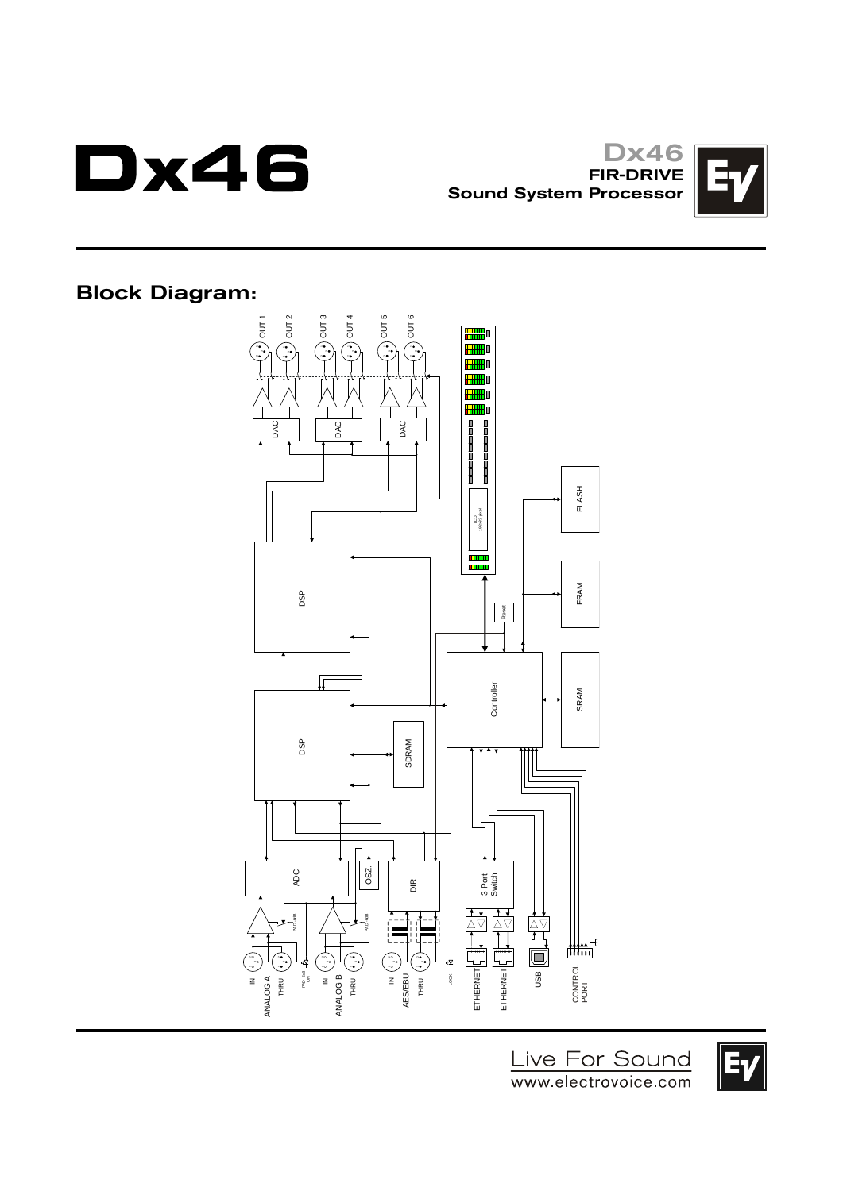# Dx46

**Dx46**
**FIR-DRIVE**
**Sound System Processor**

## Block Diagram:

OUT 1 OUT 2 OUT 3 OUT 4 OUT 5 OUT 6

DAC DAC DAC

FLASH

LCD

DSP

FRAM

Reset

DSP

Controller

SRAM

SDRAM

ADC

OSZ.

DIR

3-Port Switch

IN THRU ANALOG A

PAD -6dB

IN THRU ANALOG B

PAD -6dB

IN THRU AES/EBU

LOCK

ETHERNET

ETHERNET

USB

CONTROL PORT

Live For Sound
www.electrovoice.com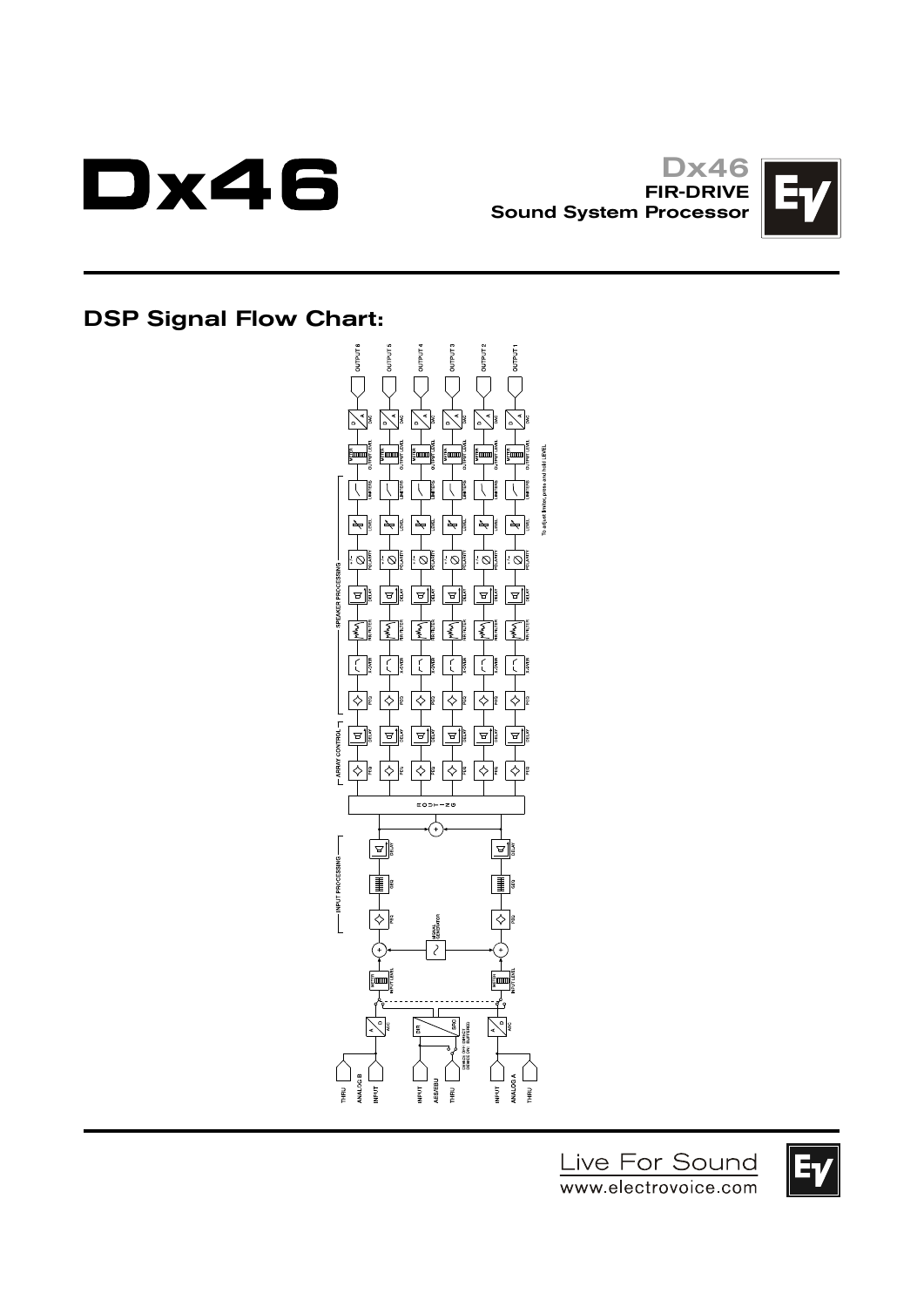# Dx46

**Dx46**
**FIR-DRIVE**
**Sound System Processor**

## DSP Signal Flow Chart:

OUTPUT 6 OUTPUT 5 OUTPUT 4 OUTPUT 3 OUTPUT 2 OUTPUT 1

DAC

METER OUTPUT LEVEL

LIMITERS

LEVEL

POLARITY

DELAY

FIR FILTER

X-OVER

PEQ

SPEAKER PROCESSING

DELAY

PEQ

ARRAY CONTROL

To adjust limiter, press and hold LEVEL

ROUTING

INPUT PROCESSING

DELAY

GEQ

PEQ

SIGNAL GENERATOR

METER INPUT LEVEL

ADC

DIR

SRC

SRC OFF: THRU SRC ON: BUFFERED

THRU ANALOG B INPUT

INPUT AES/EBU THRU

INPUT ANALOG A THRU

Live For Sound
www.electrovoice.com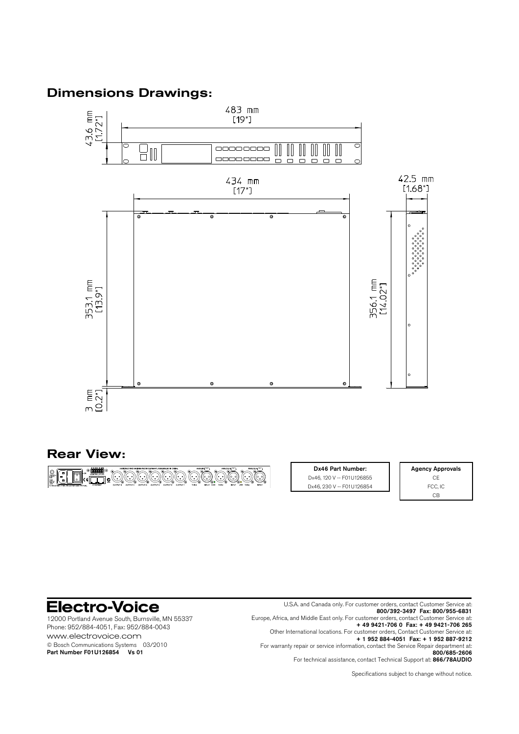## Dimensions Drawings:

483 mm
[19"]

43.6 mm
[1.72"]

434 mm
[17"]

42.5 mm
[1.68"]

353.1 mm
[13.9"]

356.1 mm
[14.02"]

3 mm
[0.2"]

## Rear View:

| Dx46 Part Number: |
|---|
| Dx46, 120 V -- F01U126855 |
| Dx46, 230 V -- F01U126854 |

| Agency Approvals |
|---|
| CE |
| FCC, IC |
| CB |

**Electro-Voice**

12000 Portland Avenue South, Burnsville, MN 55337
Phone: 952/884-4051, Fax: 952/884-0043
www.electrovoice.com
© Bosch Communications Systems 03/2010
**Part Number F01U126854 Vs 01**

U.S.A. and Canada only. For customer orders, contact Customer Service at:
**800/392-3497 Fax: 800/955-6831**
Europe, Africa, and Middle East only. For customer orders, contact Customer Service at:
**+ 49 9421-706 0 Fax: + 49 9421-706 265**
Other International locations. For customer orders, Contact Customer Service at:
**+ 1 952 884-4051 Fax: + 1 952 887-9212**
For warranty repair or service information, contact the Service Repair department at:
**800/685-2606**
For technical assistance, contact Technical Support at: **866/78AUDIO**

Specifications subject to change without notice.